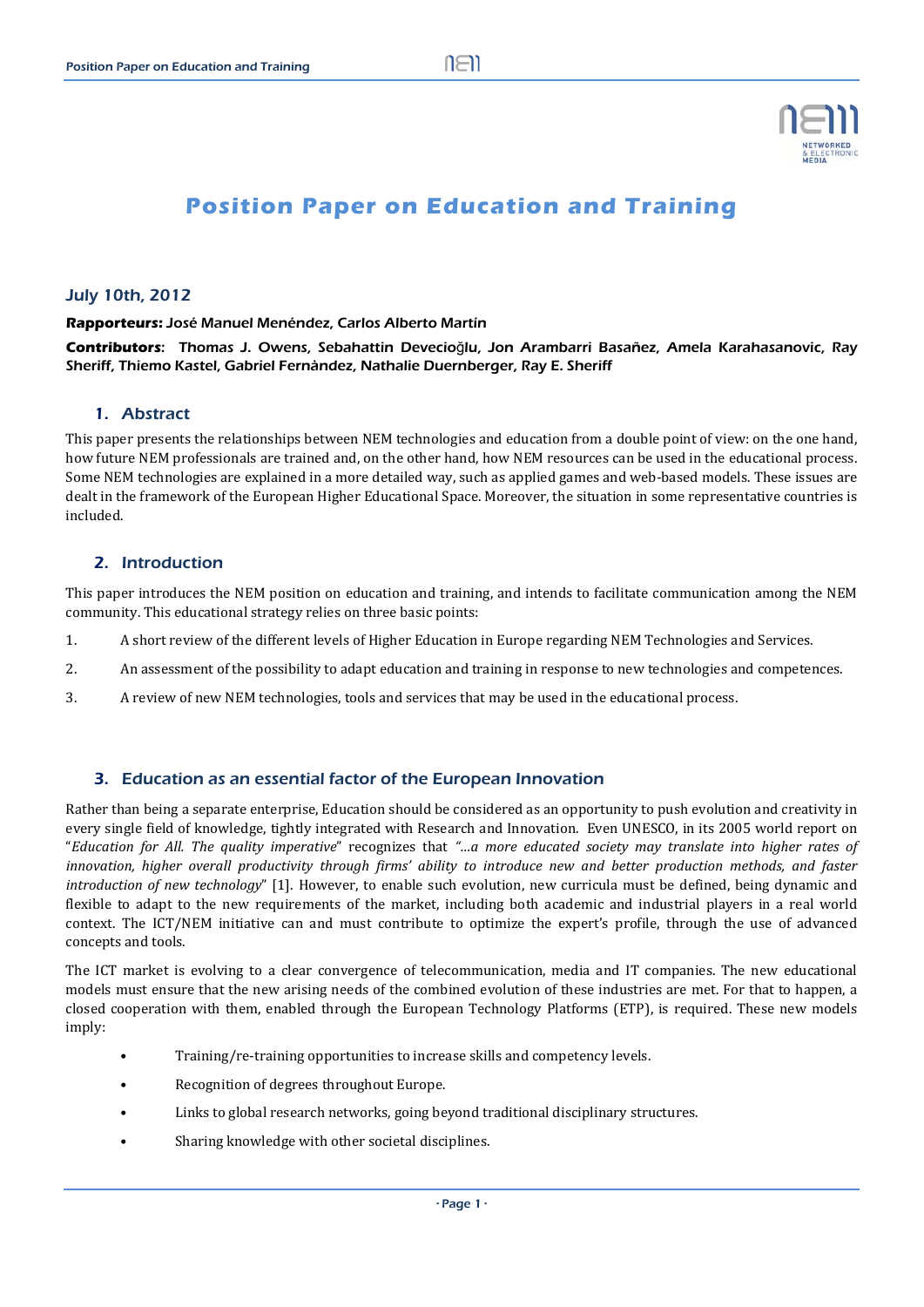# Position Paper on Education and Training

## July 10th, 2012

**Rapporteurs:** José Manuel Menéndez, Carlos Alberto Martín

**Contributors**: Thomas J. Owens, Sebahattin Devecioğlu, Jon Arambarri Basañez, Amela Karahasanovic, Ray Sheriff, Thiemo Kastel, Gabriel Fernàndez, Nathalie Duernberger, Ray E. Sheriff

## 1. Abstract

This paper presents the relationships between NEM technologies and education from a double point of view: on the one hand, how future NEM professionals are trained and, on the other hand, how NEM resources can be used in the educational process. Some NEM technologies are explained in a more detailed way, such as applied games and web-based models. These issues are dealt in the framework of the European Higher Educational Space. Moreover, the situation in some representative countries is included.

## 2. Introduction

This paper introduces the NEM position on education and training, and intends to facilitate communication among the NEM community. This educational strategy relies on three basic points:

1. A short review of the different levels of Higher Education in Europe regarding NEM Technologies and Services.
2. An assessment of the possibility to adapt education and training in response to new technologies and competences.
3. A review of new NEM technologies, tools and services that may be used in the educational process.

## 3. Education as an essential factor of the European Innovation

Rather than being a separate enterprise, Education should be considered as an opportunity to push evolution and creativity in every single field of knowledge, tightly integrated with Research and Innovation. Even UNESCO, in its 2005 world report on "*Education for All. The quality imperative*" recognizes that *"…a more educated society may translate into higher rates of innovation, higher overall productivity through firms' ability to introduce new and better production methods, and faster introduction of new technology*" [1]. However, to enable such evolution, new curricula must be defined, being dynamic and flexible to adapt to the new requirements of the market, including both academic and industrial players in a real world context. The ICT/NEM initiative can and must contribute to optimize the expert's profile, through the use of advanced concepts and tools.

The ICT market is evolving to a clear convergence of telecommunication, media and IT companies. The new educational models must ensure that the new arising needs of the combined evolution of these industries are met. For that to happen, a closed cooperation with them, enabled through the European Technology Platforms (ETP), is required. These new models imply:

- Training/re-training opportunities to increase skills and competency levels.
- Recognition of degrees throughout Europe.
- Links to global research networks, going beyond traditional disciplinary structures.
- Sharing knowledge with other societal disciplines.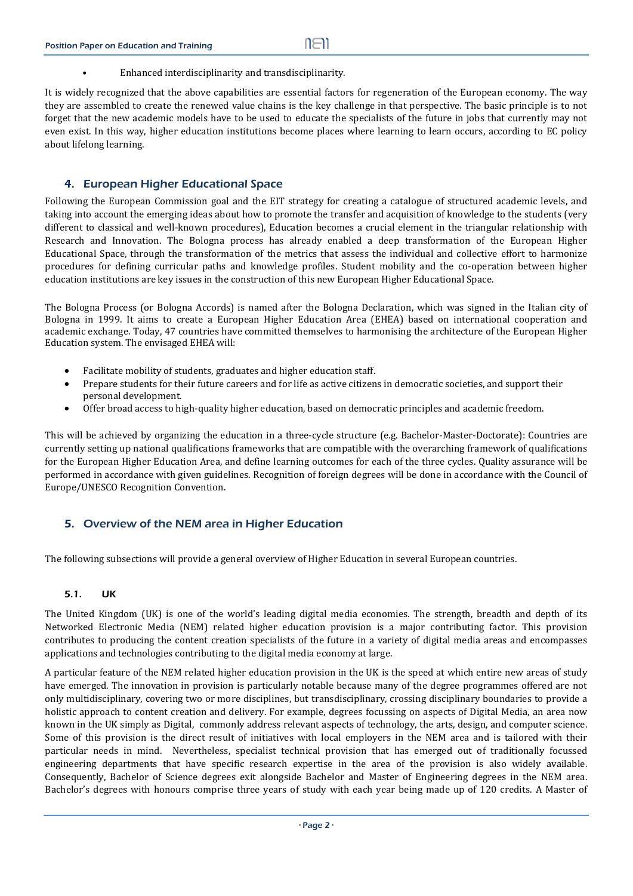- Enhanced interdisciplinarity and transdisciplinarity.

It is widely recognized that the above capabilities are essential factors for regeneration of the European economy. The way they are assembled to create the renewed value chains is the key challenge in that perspective. The basic principle is to not forget that the new academic models have to be used to educate the specialists of the future in jobs that currently may not even exist. In this way, higher education institutions become places where learning to learn occurs, according to EC policy about lifelong learning.

## 4. European Higher Educational Space

Following the European Commission goal and the EIT strategy for creating a catalogue of structured academic levels, and taking into account the emerging ideas about how to promote the transfer and acquisition of knowledge to the students (very different to classical and well-known procedures), Education becomes a crucial element in the triangular relationship with Research and Innovation. The Bologna process has already enabled a deep transformation of the European Higher Educational Space, through the transformation of the metrics that assess the individual and collective effort to harmonize procedures for defining curricular paths and knowledge profiles. Student mobility and the co-operation between higher education institutions are key issues in the construction of this new European Higher Educational Space.

The Bologna Process (or Bologna Accords) is named after the Bologna Declaration, which was signed in the Italian city of Bologna in 1999. It aims to create a European Higher Education Area (EHEA) based on international cooperation and academic exchange. Today, 47 countries have committed themselves to harmonising the architecture of the European Higher Education system. The envisaged EHEA will:

- Facilitate mobility of students, graduates and higher education staff.
- Prepare students for their future careers and for life as active citizens in democratic societies, and support their personal development.
- Offer broad access to high-quality higher education, based on democratic principles and academic freedom.

This will be achieved by organizing the education in a three-cycle structure (e.g. Bachelor-Master-Doctorate): Countries are currently setting up national qualifications frameworks that are compatible with the overarching framework of qualifications for the European Higher Education Area, and define learning outcomes for each of the three cycles. Quality assurance will be performed in accordance with given guidelines. Recognition of foreign degrees will be done in accordance with the Council of Europe/UNESCO Recognition Convention.

## 5. Overview of the NEM area in Higher Education

The following subsections will provide a general overview of Higher Education in several European countries.

### 5.1. UK

The United Kingdom (UK) is one of the world's leading digital media economies. The strength, breadth and depth of its Networked Electronic Media (NEM) related higher education provision is a major contributing factor. This provision contributes to producing the content creation specialists of the future in a variety of digital media areas and encompasses applications and technologies contributing to the digital media economy at large.

A particular feature of the NEM related higher education provision in the UK is the speed at which entire new areas of study have emerged. The innovation in provision is particularly notable because many of the degree programmes offered are not only multidisciplinary, covering two or more disciplines, but transdisciplinary, crossing disciplinary boundaries to provide a holistic approach to content creation and delivery. For example, degrees focussing on aspects of Digital Media, an area now known in the UK simply as Digital, commonly address relevant aspects of technology, the arts, design, and computer science. Some of this provision is the direct result of initiatives with local employers in the NEM area and is tailored with their particular needs in mind. Nevertheless, specialist technical provision that has emerged out of traditionally focussed engineering departments that have specific research expertise in the area of the provision is also widely available. Consequently, Bachelor of Science degrees exit alongside Bachelor and Master of Engineering degrees in the NEM area. Bachelor's degrees with honours comprise three years of study with each year being made up of 120 credits. A Master of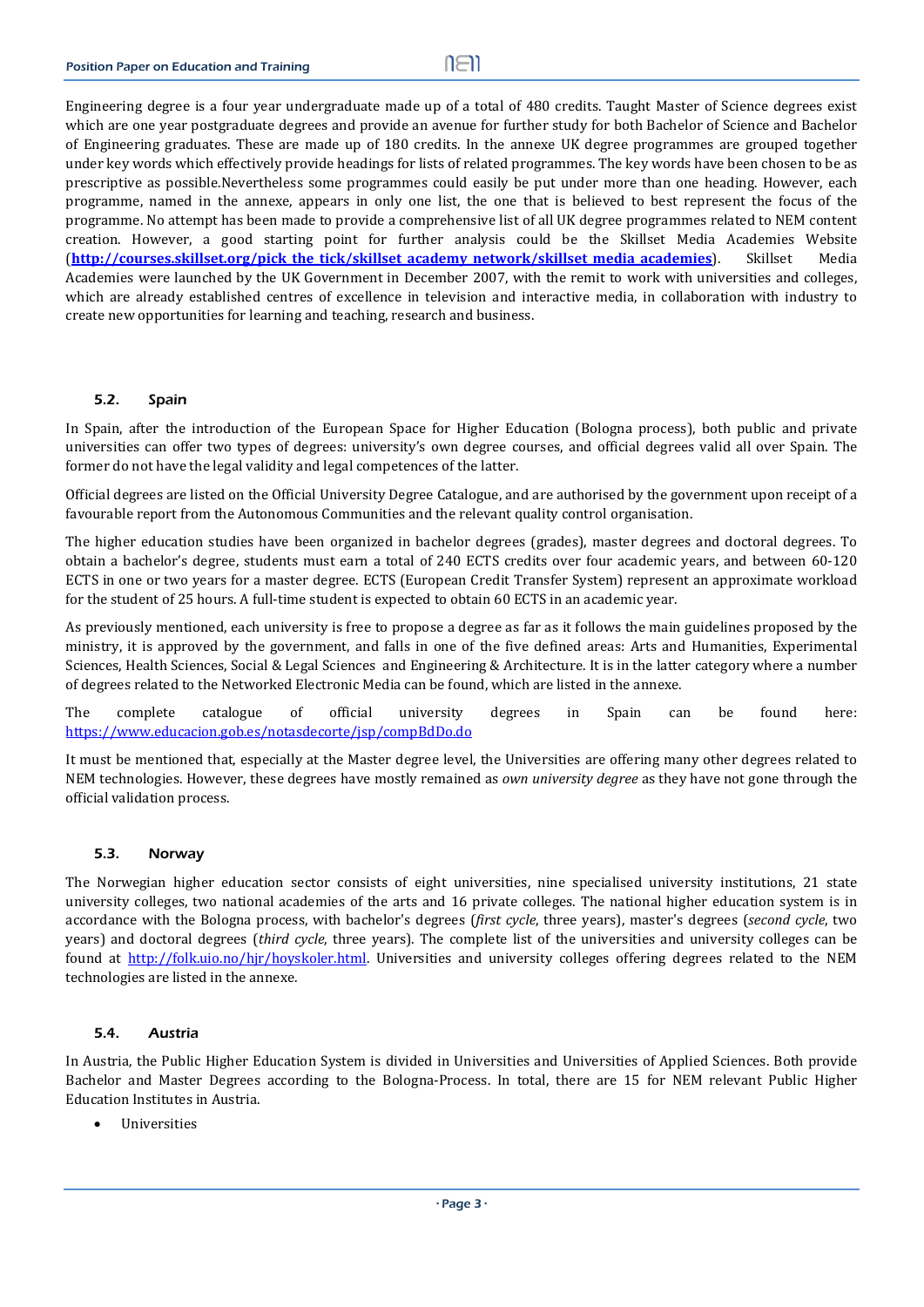Engineering degree is a four year undergraduate made up of a total of 480 credits. Taught Master of Science degrees exist which are one year postgraduate degrees and provide an avenue for further study for both Bachelor of Science and Bachelor of Engineering graduates. These are made up of 180 credits. In the annexe UK degree programmes are grouped together under key words which effectively provide headings for lists of related programmes. The key words have been chosen to be as prescriptive as possible.Nevertheless some programmes could easily be put under more than one heading. However, each programme, named in the annexe, appears in only one list, the one that is believed to best represent the focus of the programme. No attempt has been made to provide a comprehensive list of all UK degree programmes related to NEM content creation. However, a good starting point for further analysis could be the Skillset Media Academies Website (**http://courses.skillset.org/pick_the_tick/skillset_academy_network/skillset_media_academies**). Skillset Media Academies were launched by the UK Government in December 2007, with the remit to work with universities and colleges, which are already established centres of excellence in television and interactive media, in collaboration with industry to create new opportunities for learning and teaching, research and business.

### 5.2. Spain

In Spain, after the introduction of the European Space for Higher Education (Bologna process), both public and private universities can offer two types of degrees: university's own degree courses, and official degrees valid all over Spain. The former do not have the legal validity and legal competences of the latter.

Official degrees are listed on the Official University Degree Catalogue, and are authorised by the government upon receipt of a favourable report from the Autonomous Communities and the relevant quality control organisation.

The higher education studies have been organized in bachelor degrees (grades), master degrees and doctoral degrees. To obtain a bachelor's degree, students must earn a total of 240 ECTS credits over four academic years, and between 60-120 ECTS in one or two years for a master degree. ECTS (European Credit Transfer System) represent an approximate workload for the student of 25 hours. A full-time student is expected to obtain 60 ECTS in an academic year.

As previously mentioned, each university is free to propose a degree as far as it follows the main guidelines proposed by the ministry, it is approved by the government, and falls in one of the five defined areas: Arts and Humanities, Experimental Sciences, Health Sciences, Social & Legal Sciences and Engineering & Architecture. It is in the latter category where a number of degrees related to the Networked Electronic Media can be found, which are listed in the annexe.

The complete catalogue of official university degrees in Spain can be found here: https://www.educacion.gob.es/notasdecorte/jsp/compBdDo.do

It must be mentioned that, especially at the Master degree level, the Universities are offering many other degrees related to NEM technologies. However, these degrees have mostly remained as *own university degree* as they have not gone through the official validation process.

### 5.3. Norway

The Norwegian higher education sector consists of eight universities, nine specialised university institutions, 21 state university colleges, two national academies of the arts and 16 private colleges. The national higher education system is in accordance with the Bologna process, with bachelor's degrees (*first cycle*, three years), master's degrees (*second cycle*, two years) and doctoral degrees (*third cycle*, three years). The complete list of the universities and university colleges can be found at http://folk.uio.no/hjr/hoyskoler.html. Universities and university colleges offering degrees related to the NEM technologies are listed in the annexe.

### 5.4. Austria

In Austria, the Public Higher Education System is divided in Universities and Universities of Applied Sciences. Both provide Bachelor and Master Degrees according to the Bologna-Process. In total, there are 15 for NEM relevant Public Higher Education Institutes in Austria.

- Universities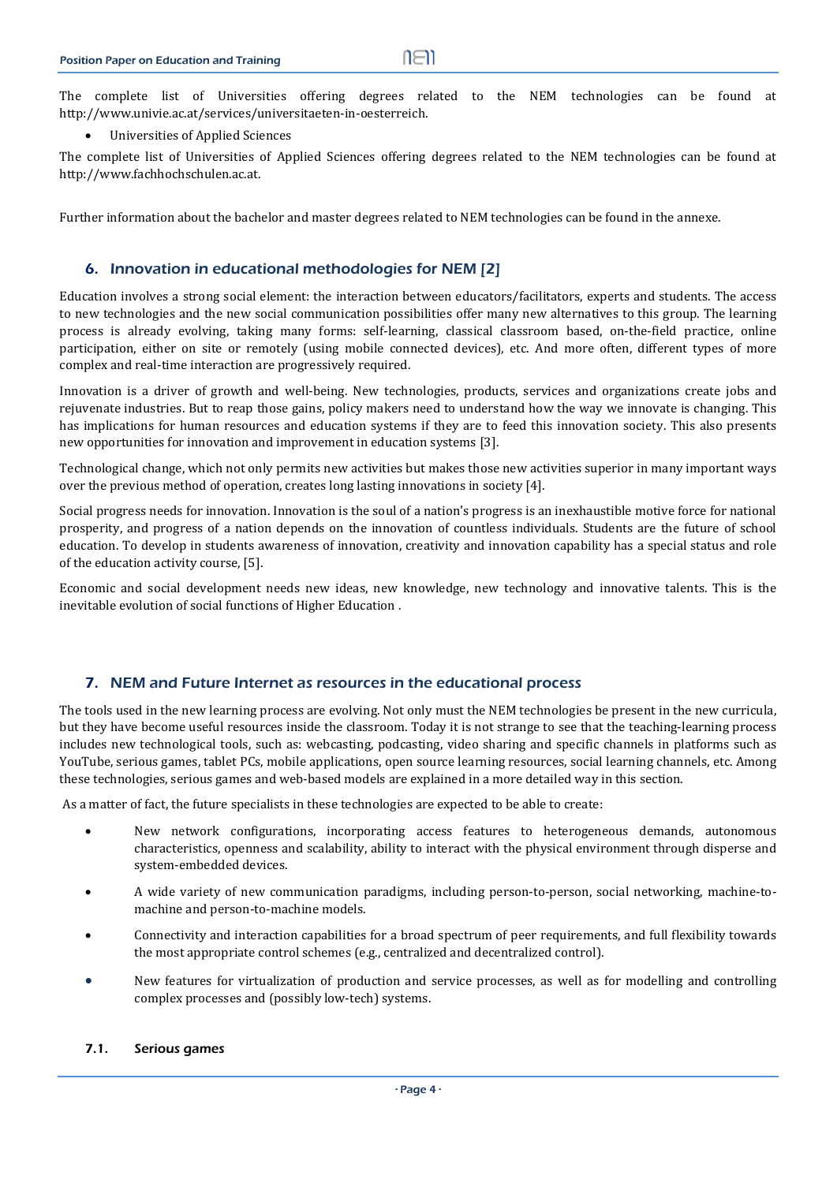The complete list of Universities offering degrees related to the NEM technologies can be found at http://www.univie.ac.at/services/universitaeten-in-oesterreich.

- Universities of Applied Sciences

The complete list of Universities of Applied Sciences offering degrees related to the NEM technologies can be found at http://www.fachhochschulen.ac.at.

Further information about the bachelor and master degrees related to NEM technologies can be found in the annexe.

## 6. Innovation in educational methodologies for NEM [2]

Education involves a strong social element: the interaction between educators/facilitators, experts and students. The access to new technologies and the new social communication possibilities offer many new alternatives to this group. The learning process is already evolving, taking many forms: self-learning, classical classroom based, on-the-field practice, online participation, either on site or remotely (using mobile connected devices), etc. And more often, different types of more complex and real-time interaction are progressively required.

Innovation is a driver of growth and well-being. New technologies, products, services and organizations create jobs and rejuvenate industries. But to reap those gains, policy makers need to understand how the way we innovate is changing. This has implications for human resources and education systems if they are to feed this innovation society. This also presents new opportunities for innovation and improvement in education systems [3].

Technological change, which not only permits new activities but makes those new activities superior in many important ways over the previous method of operation, creates long lasting innovations in society [4].

Social progress needs for innovation. Innovation is the soul of a nation's progress is an inexhaustible motive force for national prosperity, and progress of a nation depends on the innovation of countless individuals. Students are the future of school education. To develop in students awareness of innovation, creativity and innovation capability has a special status and role of the education activity course, [5].

Economic and social development needs new ideas, new knowledge, new technology and innovative talents. This is the inevitable evolution of social functions of Higher Education .

## 7. NEM and Future Internet as resources in the educational process

The tools used in the new learning process are evolving. Not only must the NEM technologies be present in the new curricula, but they have become useful resources inside the classroom. Today it is not strange to see that the teaching-learning process includes new technological tools, such as: webcasting, podcasting, video sharing and specific channels in platforms such as YouTube, serious games, tablet PCs, mobile applications, open source learning resources, social learning channels, etc. Among these technologies, serious games and web-based models are explained in a more detailed way in this section.

As a matter of fact, the future specialists in these technologies are expected to be able to create:

- New network configurations, incorporating access features to heterogeneous demands, autonomous characteristics, openness and scalability, ability to interact with the physical environment through disperse and system-embedded devices.
- A wide variety of new communication paradigms, including person-to-person, social networking, machine-to-machine and person-to-machine models.
- Connectivity and interaction capabilities for a broad spectrum of peer requirements, and full flexibility towards the most appropriate control schemes (e.g., centralized and decentralized control).
- New features for virtualization of production and service processes, as well as for modelling and controlling complex processes and (possibly low-tech) systems.

### 7.1. Serious games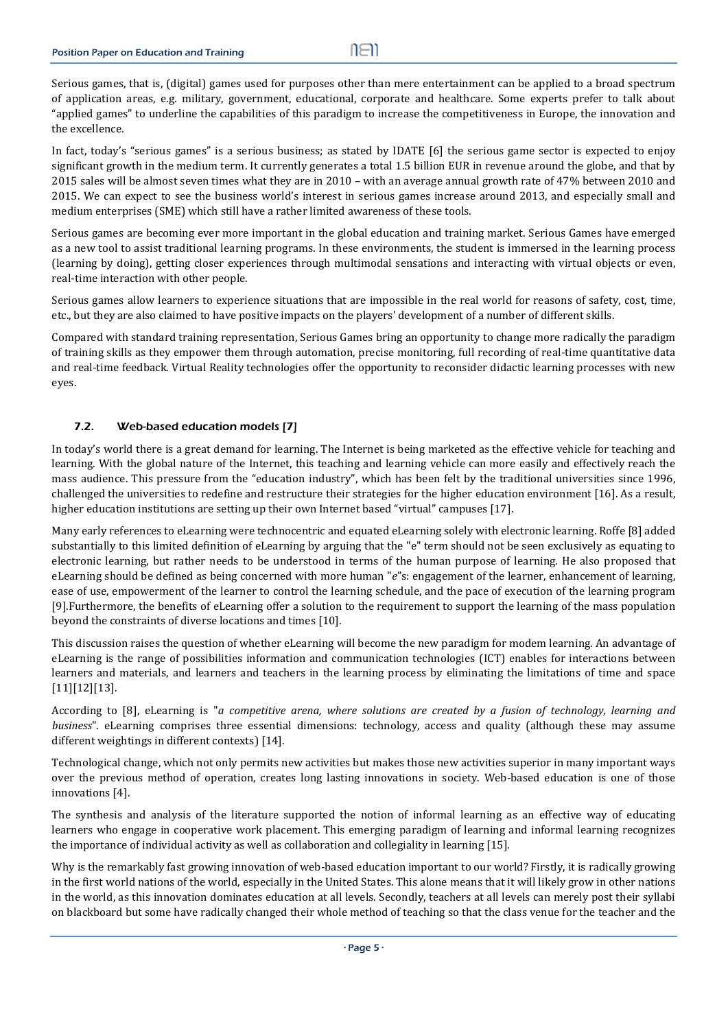Serious games, that is, (digital) games used for purposes other than mere entertainment can be applied to a broad spectrum of application areas, e.g. military, government, educational, corporate and healthcare. Some experts prefer to talk about "applied games" to underline the capabilities of this paradigm to increase the competitiveness in Europe, the innovation and the excellence.

In fact, today's "serious games" is a serious business; as stated by IDATE [6] the serious game sector is expected to enjoy significant growth in the medium term. It currently generates a total 1.5 billion EUR in revenue around the globe, and that by 2015 sales will be almost seven times what they are in 2010 – with an average annual growth rate of 47% between 2010 and 2015. We can expect to see the business world's interest in serious games increase around 2013, and especially small and medium enterprises (SME) which still have a rather limited awareness of these tools.

Serious games are becoming ever more important in the global education and training market. Serious Games have emerged as a new tool to assist traditional learning programs. In these environments, the student is immersed in the learning process (learning by doing), getting closer experiences through multimodal sensations and interacting with virtual objects or even, real-time interaction with other people.

Serious games allow learners to experience situations that are impossible in the real world for reasons of safety, cost, time, etc., but they are also claimed to have positive impacts on the players' development of a number of different skills.

Compared with standard training representation, Serious Games bring an opportunity to change more radically the paradigm of training skills as they empower them through automation, precise monitoring, full recording of real-time quantitative data and real-time feedback. Virtual Reality technologies offer the opportunity to reconsider didactic learning processes with new eyes.

### 7.2. Web-based education models [7]

In today's world there is a great demand for learning. The Internet is being marketed as the effective vehicle for teaching and learning. With the global nature of the Internet, this teaching and learning vehicle can more easily and effectively reach the mass audience. This pressure from the "education industry", which has been felt by the traditional universities since 1996, challenged the universities to redefine and restructure their strategies for the higher education environment [16]. As a result, higher education institutions are setting up their own Internet based "virtual" campuses [17].

Many early references to eLearning were technocentric and equated eLearning solely with electronic learning. Roffe [8] added substantially to this limited definition of eLearning by arguing that the "e" term should not be seen exclusively as equating to electronic learning, but rather needs to be understood in terms of the human purpose of learning. He also proposed that eLearning should be defined as being concerned with more human "*e*"s: engagement of the learner, enhancement of learning, ease of use, empowerment of the learner to control the learning schedule, and the pace of execution of the learning program [9].Furthermore, the benefits of eLearning offer a solution to the requirement to support the learning of the mass population beyond the constraints of diverse locations and times [10].

This discussion raises the question of whether eLearning will become the new paradigm for modem learning. An advantage of eLearning is the range of possibilities information and communication technologies (ICT) enables for interactions between learners and materials, and learners and teachers in the learning process by eliminating the limitations of time and space [11][12][13].

According to [8], eLearning is "*a competitive arena, where solutions are created by a fusion of technology, learning and business*". eLearning comprises three essential dimensions: technology, access and quality (although these may assume different weightings in different contexts) [14].

Technological change, which not only permits new activities but makes those new activities superior in many important ways over the previous method of operation, creates long lasting innovations in society. Web-based education is one of those innovations [4].

The synthesis and analysis of the literature supported the notion of informal learning as an effective way of educating learners who engage in cooperative work placement. This emerging paradigm of learning and informal learning recognizes the importance of individual activity as well as collaboration and collegiality in learning [15].

Why is the remarkably fast growing innovation of web-based education important to our world? Firstly, it is radically growing in the first world nations of the world, especially in the United States. This alone means that it will likely grow in other nations in the world, as this innovation dominates education at all levels. Secondly, teachers at all levels can merely post their syllabi on blackboard but some have radically changed their whole method of teaching so that the class venue for the teacher and the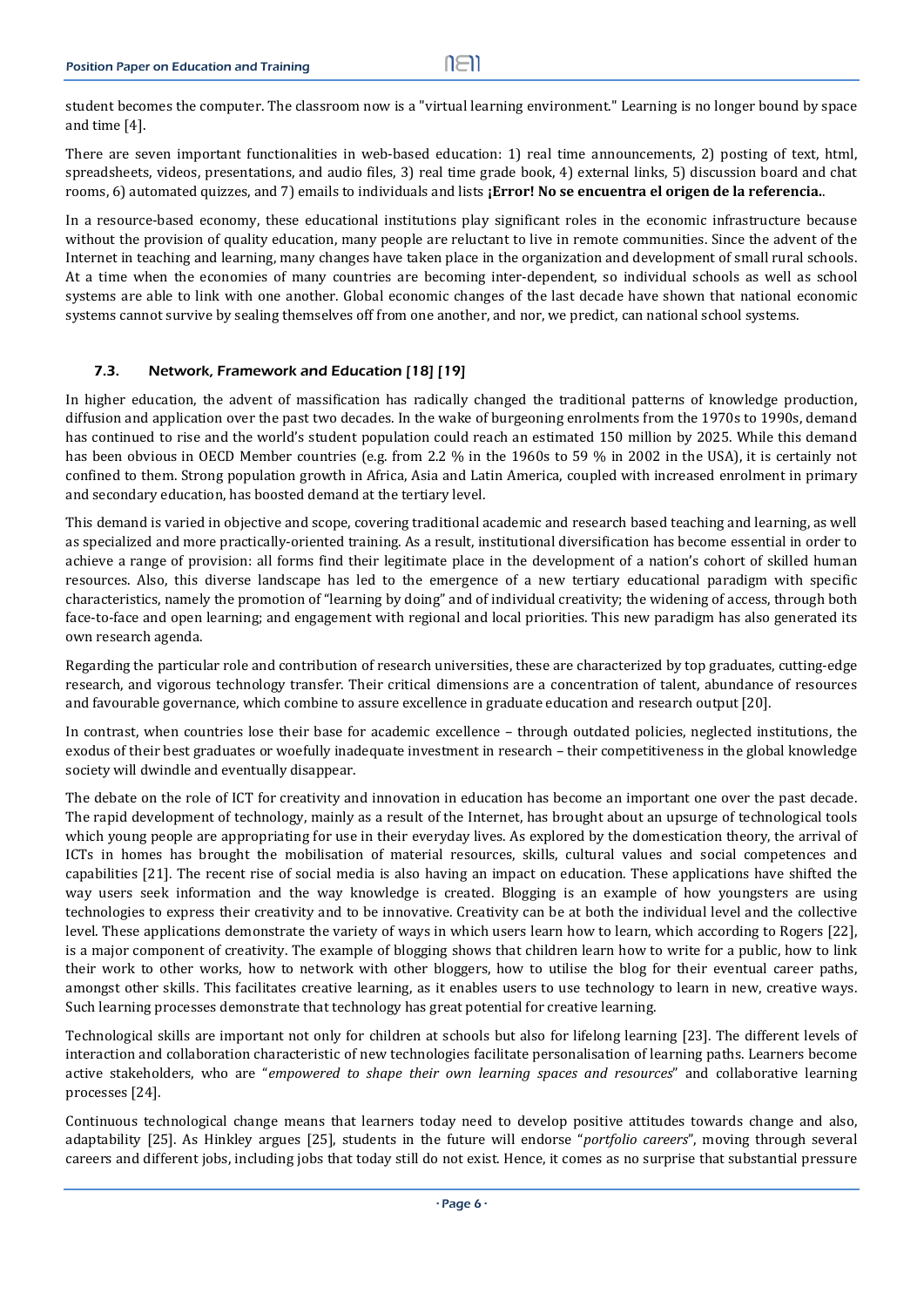student becomes the computer. The classroom now is a "virtual learning environment." Learning is no longer bound by space and time [4].

There are seven important functionalities in web-based education: 1) real time announcements, 2) posting of text, html, spreadsheets, videos, presentations, and audio files, 3) real time grade book, 4) external links, 5) discussion board and chat rooms, 6) automated quizzes, and 7) emails to individuals and lists **¡Error! No se encuentra el origen de la referencia.**.

In a resource-based economy, these educational institutions play significant roles in the economic infrastructure because without the provision of quality education, many people are reluctant to live in remote communities. Since the advent of the Internet in teaching and learning, many changes have taken place in the organization and development of small rural schools. At a time when the economies of many countries are becoming inter-dependent, so individual schools as well as school systems are able to link with one another. Global economic changes of the last decade have shown that national economic systems cannot survive by sealing themselves off from one another, and nor, we predict, can national school systems.

### 7.3. Network, Framework and Education [18] [19]

In higher education, the advent of massification has radically changed the traditional patterns of knowledge production, diffusion and application over the past two decades. In the wake of burgeoning enrolments from the 1970s to 1990s, demand has continued to rise and the world's student population could reach an estimated 150 million by 2025. While this demand has been obvious in OECD Member countries (e.g. from 2.2 % in the 1960s to 59 % in 2002 in the USA), it is certainly not confined to them. Strong population growth in Africa, Asia and Latin America, coupled with increased enrolment in primary and secondary education, has boosted demand at the tertiary level.

This demand is varied in objective and scope, covering traditional academic and research based teaching and learning, as well as specialized and more practically-oriented training. As a result, institutional diversification has become essential in order to achieve a range of provision: all forms find their legitimate place in the development of a nation's cohort of skilled human resources. Also, this diverse landscape has led to the emergence of a new tertiary educational paradigm with specific characteristics, namely the promotion of "learning by doing" and of individual creativity; the widening of access, through both face-to-face and open learning; and engagement with regional and local priorities. This new paradigm has also generated its own research agenda.

Regarding the particular role and contribution of research universities, these are characterized by top graduates, cutting-edge research, and vigorous technology transfer. Their critical dimensions are a concentration of talent, abundance of resources and favourable governance, which combine to assure excellence in graduate education and research output [20].

In contrast, when countries lose their base for academic excellence – through outdated policies, neglected institutions, the exodus of their best graduates or woefully inadequate investment in research – their competitiveness in the global knowledge society will dwindle and eventually disappear.

The debate on the role of ICT for creativity and innovation in education has become an important one over the past decade. The rapid development of technology, mainly as a result of the Internet, has brought about an upsurge of technological tools which young people are appropriating for use in their everyday lives. As explored by the domestication theory, the arrival of ICTs in homes has brought the mobilisation of material resources, skills, cultural values and social competences and capabilities [21]. The recent rise of social media is also having an impact on education. These applications have shifted the way users seek information and the way knowledge is created. Blogging is an example of how youngsters are using technologies to express their creativity and to be innovative. Creativity can be at both the individual level and the collective level. These applications demonstrate the variety of ways in which users learn how to learn, which according to Rogers [22], is a major component of creativity. The example of blogging shows that children learn how to write for a public, how to link their work to other works, how to network with other bloggers, how to utilise the blog for their eventual career paths, amongst other skills. This facilitates creative learning, as it enables users to use technology to learn in new, creative ways. Such learning processes demonstrate that technology has great potential for creative learning.

Technological skills are important not only for children at schools but also for lifelong learning [23]. The different levels of interaction and collaboration characteristic of new technologies facilitate personalisation of learning paths. Learners become active stakeholders, who are "*empowered to shape their own learning spaces and resources*" and collaborative learning processes [24].

Continuous technological change means that learners today need to develop positive attitudes towards change and also, adaptability [25]. As Hinkley argues [25], students in the future will endorse "*portfolio careers*", moving through several careers and different jobs, including jobs that today still do not exist. Hence, it comes as no surprise that substantial pressure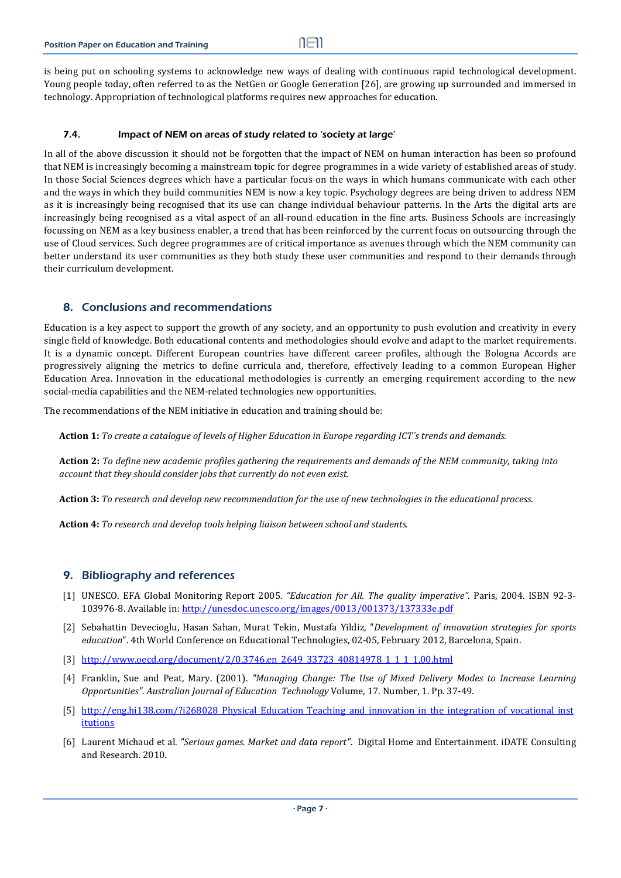is being put on schooling systems to acknowledge new ways of dealing with continuous rapid technological development. Young people today, often referred to as the NetGen or Google Generation [26], are growing up surrounded and immersed in technology. Appropriation of technological platforms requires new approaches for education.

### 7.4. Impact of NEM on areas of study related to 'society at large'

In all of the above discussion it should not be forgotten that the impact of NEM on human interaction has been so profound that NEM is increasingly becoming a mainstream topic for degree programmes in a wide variety of established areas of study. In those Social Sciences degrees which have a particular focus on the ways in which humans communicate with each other and the ways in which they build communities NEM is now a key topic. Psychology degrees are being driven to address NEM as it is increasingly being recognised that its use can change individual behaviour patterns. In the Arts the digital arts are increasingly being recognised as a vital aspect of an all-round education in the fine arts. Business Schools are increasingly focussing on NEM as a key business enabler, a trend that has been reinforced by the current focus on outsourcing through the use of Cloud services. Such degree programmes are of critical importance as avenues through which the NEM community can better understand its user communities as they both study these user communities and respond to their demands through their curriculum development.

## 8. Conclusions and recommendations

Education is a key aspect to support the growth of any society, and an opportunity to push evolution and creativity in every single field of knowledge. Both educational contents and methodologies should evolve and adapt to the market requirements. It is a dynamic concept. Different European countries have different career profiles, although the Bologna Accords are progressively aligning the metrics to define curricula and, therefore, effectively leading to a common European Higher Education Area. Innovation in the educational methodologies is currently an emerging requirement according to the new social-media capabilities and the NEM-related technologies new opportunities.

The recommendations of the NEM initiative in education and training should be:

**Action 1:** *To create a catalogue of levels of Higher Education in Europe regarding ICT´s trends and demands.*

**Action 2:** *To define new academic profiles gathering the requirements and demands of the NEM community, taking into account that they should consider jobs that currently do not even exist.*

**Action 3:** *To research and develop new recommendation for the use of new technologies in the educational process.*

**Action 4:** *To research and develop tools helping liaison between school and students.*

## 9. Bibliography and references

[1] UNESCO. EFA Global Monitoring Report 2005. *"Education for All. The quality imperative"*. Paris, 2004. ISBN 92-3-103976-8. Available in: http://unesdoc.unesco.org/images/0013/001373/137333e.pdf

[2] Sebahattin Devecioglu, Hasan Sahan, Murat Tekin, Mustafa Yildiz, "*Development of innovation strategies for sports education*". 4th World Conference on Educational Technologies, 02-05, February 2012, Barcelona, Spain.

[3] http://www.oecd.org/document/2/0,3746,en_2649_33723_40814978_1_1_1_1,00.html

[4] Franklin, Sue and Peat, Mary. (2001). *"Managing Change: The Use of Mixed Delivery Modes to Increase Learning Opportunities". Australian Journal of Education Technology* Volume, 17. Number, 1. Pp. 37-49.

[5] http://eng.hi138.com/?i268028_Physical_Education_Teaching_and_innovation_in_the_integration_of_vocational_institutions

[6] Laurent Michaud et al. *"Serious games. Market and data report"*. Digital Home and Entertainment. iDATE Consulting and Research. 2010.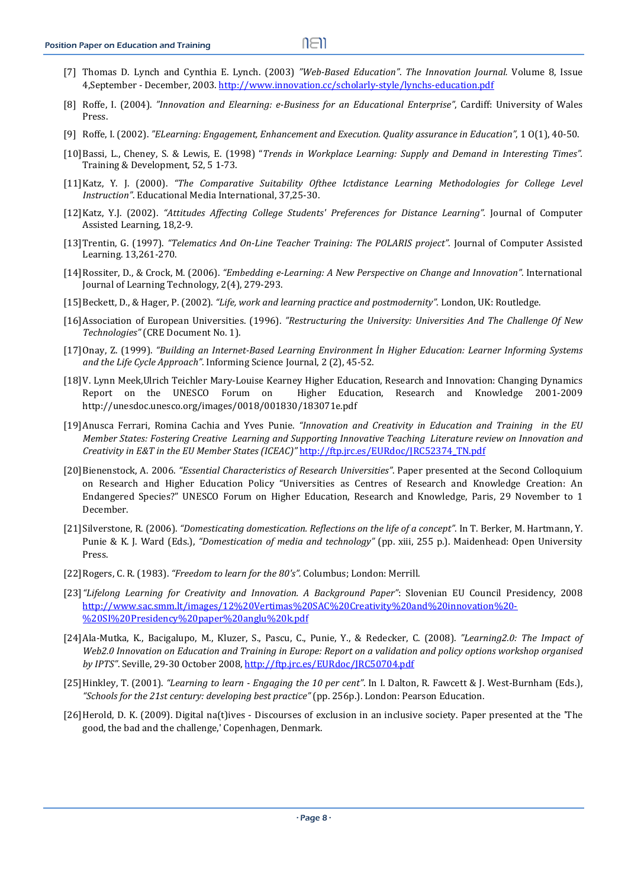[7] Thomas D. Lynch and Cynthia E. Lynch. (2003) *"Web-Based Education". The Innovation Journal.* Volume 8, Issue 4,September - December, 2003. http://www.innovation.cc/scholarly-style/lynchs-education.pdf

[8] Roffe, I. (2004). *"Innovation and Elearning: e-Business for an Educational Enterprise"*, Cardiff: University of Wales Press.

[9] Roffe, I. (2002). *"ELearning: Engagement, Enhancement and Execution. Quality assurance in Education"*, 1 O(1), 40-50.

[10] Bassi, L., Cheney, S. & Lewis, E. (1998) "*Trends in Workplace Learning: Supply and Demand in Interesting Times".* Training & Development, 52, 5 1-73.

[11] Katz, Y. J. (2000). *"The Comparative Suitability Ofthee Ictdistance Learning Methodologies for College Level Instruction"*. Educational Media International, 37,25-30.

[12] Katz, Y.J. (2002). *"Attitudes Affecting College Students' Preferences for Distance Learning".* Journal of Computer Assisted Learning, 18,2-9.

[13] Trentin, G. (1997). *"Telematics And On-Line Teacher Training: The POLARIS project".* Journal of Computer Assisted Learning. 13,261-270.

[14] Rossiter, D., & Crock, M. (2006). *"Embedding e-Learning: A New Perspective on Change and Innovation".* International Journal of Learning Technology, 2(4), 279-293.

[15] Beckett, D., & Hager, P. (2002). *"Life, work and learning practice and postmodernity".* London, UK: Routledge.

[16] Association of European Universities. (1996). *"Restructuring the University: Universities And The Challenge Of New Technologies"* (CRE Document No. 1).

[17] Onay, Z. (1999). *"Building an Internet-Based Learning Environment İn Higher Education: Learner Informing Systems and the Life Cycle Approach".* Informing Science Journal, 2 (2), 45-52.

[18] V. Lynn Meek,Ulrich Teichler Mary-Louise Kearney Higher Education, Research and Innovation: Changing Dynamics Report on the UNESCO Forum on Higher Education, Research and Knowledge 2001-2009 http://unesdoc.unesco.org/images/0018/001830/183071e.pdf

[19] Anusca Ferrari, Romina Cachia and Yves Punie. *"Innovation and Creativity in Education and Training in the EU Member States: Fostering Creative Learning and Supporting Innovative Teaching Literature review on Innovation and Creativity in E&T in the EU Member States (ICEAC)"* http://ftp.jrc.es/EURdoc/JRC52374_TN.pdf

[20] Bienenstock, A. 2006. *"Essential Characteristics of Research Universities".* Paper presented at the Second Colloquium on Research and Higher Education Policy "Universities as Centres of Research and Knowledge Creation: An Endangered Species?" UNESCO Forum on Higher Education, Research and Knowledge, Paris, 29 November to 1 December.

[21] Silverstone, R. (2006). *"Domesticating domestication. Reflections on the life of a concept".* In T. Berker, M. Hartmann, Y. Punie & K. J. Ward (Eds.), *"Domestication of media and technology"* (pp. xiii, 255 p.). Maidenhead: Open University Press.

[22] Rogers, C. R. (1983). *"Freedom to learn for the 80's".* Columbus; London: Merrill.

[23] *"Lifelong Learning for Creativity and Innovation. A Background Paper"*: Slovenian EU Council Presidency, 2008 http://www.sac.smm.lt/images/12%20Vertimas%20SAC%20Creativity%20and%20innovation%20-%20SI%20Presidency%20paper%20anglu%20k.pdf

[24] Ala-Mutka, K., Bacigalupo, M., Kluzer, S., Pascu, C., Punie, Y., & Redecker, C. (2008). *"Learning2.0: The Impact of Web2.0 Innovation on Education and Training in Europe: Report on a validation and policy options workshop organised by IPTS".* Seville, 29-30 October 2008, http://ftp.jrc.es/EURdoc/JRC50704.pdf

[25] Hinkley, T. (2001). *"Learning to learn - Engaging the 10 per cent".* In I. Dalton, R. Fawcett & J. West-Burnham (Eds.), *"Schools for the 21st century: developing best practice"* (pp. 256p.). London: Pearson Education.

[26] Herold, D. K. (2009). Digital na(t)ives - Discourses of exclusion in an inclusive society. Paper presented at the 'The good, the bad and the challenge,' Copenhagen, Denmark.